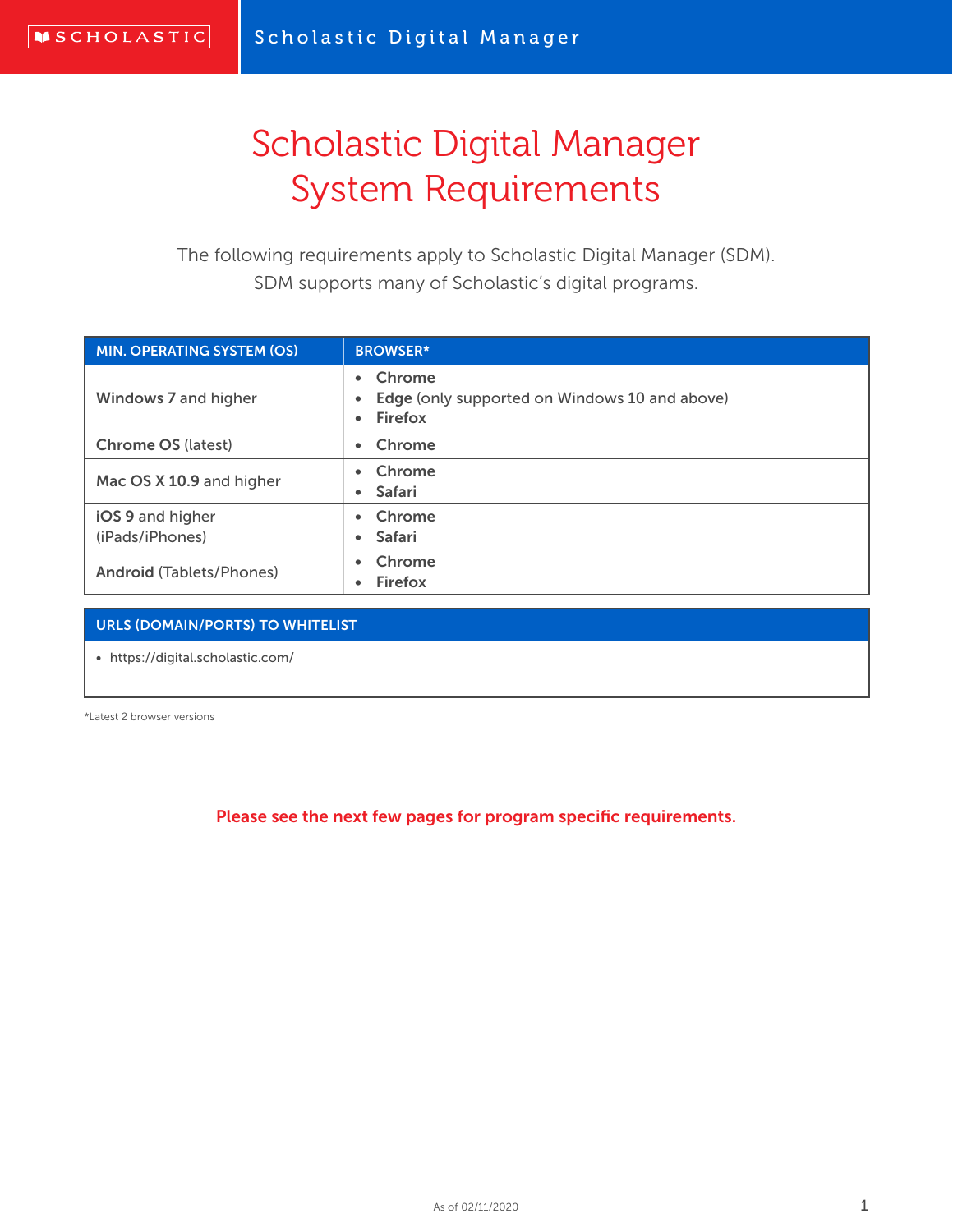# Scholastic Digital Manager System Requirements

The following requirements apply to Scholastic Digital Manager (SDM). SDM supports many of Scholastic's digital programs.

| MIN. OPERATING SYSTEM (OS) | BROWSER* |
|---|---|
| **Windows 7** and higher | • **Chrome**<br>• **Edge** (only supported on Windows 10 and above)<br>• **Firefox** |
| **Chrome OS** (latest) | • **Chrome** |
| **Mac OS X 10.9** and higher | • **Chrome**<br>• **Safari** |
| **iOS 9** and higher (iPads/iPhones) | • **Chrome**<br>• **Safari** |
| **Android** (Tablets/Phones) | • **Chrome**<br>• **Firefox** |

| URLS (DOMAIN/PORTS) TO WHITELIST |
|---|
| • https://digital.scholastic.com/ |

*Latest 2 browser versions

**Please see the next few pages for program specific requirements.**

As of 02/11/2020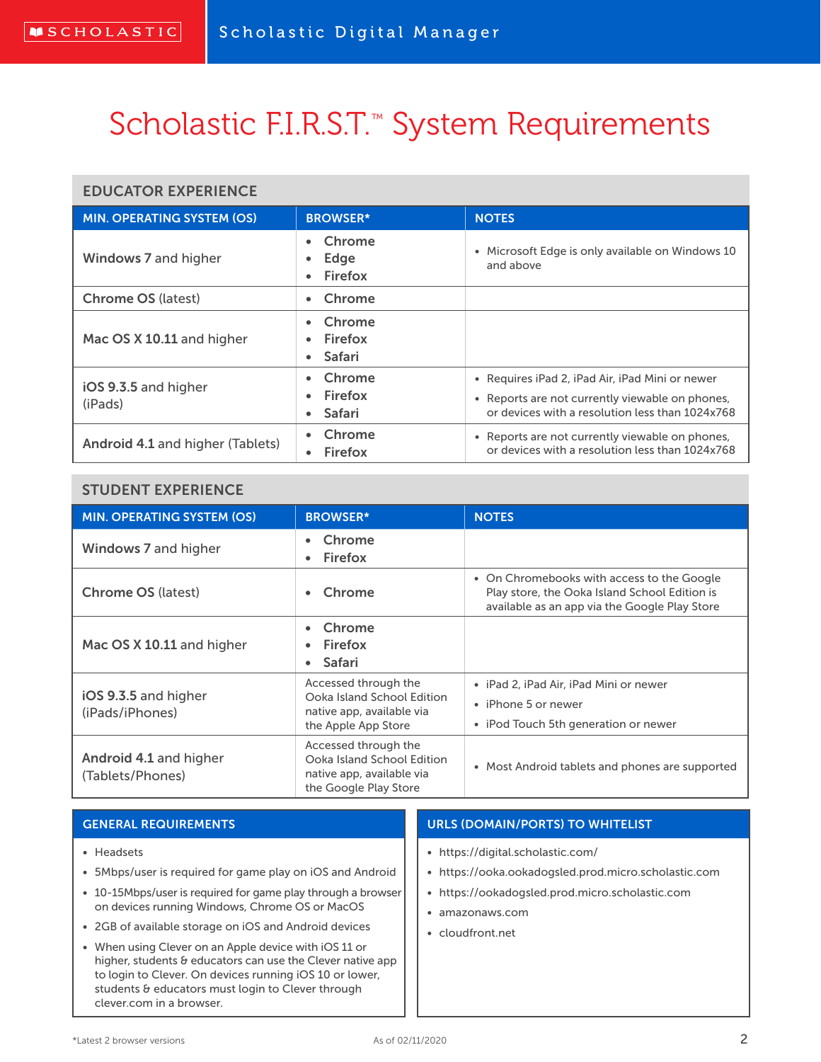# Scholastic F.I.R.S.T.™ System Requirements

## EDUCATOR EXPERIENCE

| MIN. OPERATING SYSTEM (OS) | BROWSER* | NOTES |
|---|---|---|
| **Windows 7** and higher | • Chrome<br>• Edge<br>• Firefox | • Microsoft Edge is only available on Windows 10 and above |
| **Chrome OS** (latest) | • Chrome | |
| **Mac OS X 10.11** and higher | • Chrome<br>• Firefox<br>• Safari | |
| **iOS 9.3.5** and higher (iPads) | • Chrome<br>• Firefox<br>• Safari | • Requires iPad 2, iPad Air, iPad Mini or newer<br>• Reports are not currently viewable on phones, or devices with a resolution less than 1024x768 |
| **Android 4.1** and higher (Tablets) | • Chrome<br>• Firefox | • Reports are not currently viewable on phones, or devices with a resolution less than 1024x768 |

## STUDENT EXPERIENCE

| MIN. OPERATING SYSTEM (OS) | BROWSER* | NOTES |
|---|---|---|
| **Windows 7** and higher | • Chrome<br>• Firefox | |
| **Chrome OS** (latest) | • Chrome | • On Chromebooks with access to the Google Play store, the Ooka Island School Edition is available as an app via the Google Play Store |
| **Mac OS X 10.11** and higher | • Chrome<br>• Firefox<br>• Safari | |
| **iOS 9.3.5** and higher (iPads/iPhones) | Accessed through the Ooka Island School Edition native app, available via the Apple App Store | • iPad 2, iPad Air, iPad Mini or newer<br>• iPhone 5 or newer<br>• iPod Touch 5th generation or newer |
| **Android 4.1** and higher (Tablets/Phones) | Accessed through the Ooka Island School Edition native app, available via the Google Play Store | • Most Android tablets and phones are supported |

### GENERAL REQUIREMENTS

- Headsets
- 5Mbps/user is required for game play on iOS and Android
- 10-15Mbps/user is required for game play through a browser on devices running Windows, Chrome OS or MacOS
- 2GB of available storage on iOS and Android devices
- When using Clever on an Apple device with iOS 11 or higher, students & educators can use the Clever native app to login to Clever. On devices running iOS 10 or lower, students & educators must login to Clever through clever.com in a browser.

### URLS (DOMAIN/PORTS) TO WHITELIST

- https://digital.scholastic.com/
- https://ooka.ookadogsled.prod.micro.scholastic.com
- https://ookadogsled.prod.micro.scholastic.com
- amazonaws.com
- cloudfront.net

*Latest 2 browser versions

As of 02/11/2020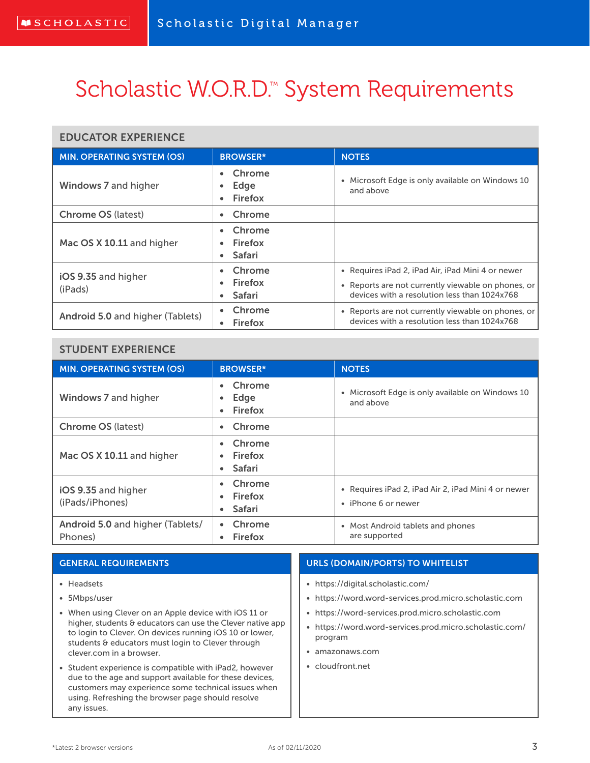# Scholastic W.O.R.D.™ System Requirements

## EDUCATOR EXPERIENCE

| MIN. OPERATING SYSTEM (OS) | BROWSER* | NOTES |
|---|---|---|
| **Windows 7** and higher | • Chrome<br>• Edge<br>• Firefox | • Microsoft Edge is only available on Windows 10 and above |
| **Chrome OS** (latest) | • Chrome | |
| **Mac OS X 10.11** and higher | • Chrome<br>• Firefox<br>• Safari | |
| **iOS 9.35** and higher (iPads) | • Chrome<br>• Firefox<br>• Safari | • Requires iPad 2, iPad Air, iPad Mini 4 or newer<br>• Reports are not currently viewable on phones, or devices with a resolution less than 1024x768 |
| **Android 5.0** and higher (Tablets) | • Chrome<br>• Firefox | • Reports are not currently viewable on phones, or devices with a resolution less than 1024x768 |

## STUDENT EXPERIENCE

| MIN. OPERATING SYSTEM (OS) | BROWSER* | NOTES |
|---|---|---|
| **Windows 7** and higher | • Chrome<br>• Edge<br>• Firefox | • Microsoft Edge is only available on Windows 10 and above |
| **Chrome OS** (latest) | • Chrome | |
| **Mac OS X 10.11** and higher | • Chrome<br>• Firefox<br>• Safari | |
| **iOS 9.35** and higher (iPads/iPhones) | • Chrome<br>• Firefox<br>• Safari | • Requires iPad 2, iPad Air 2, iPad Mini 4 or newer<br>• iPhone 6 or newer |
| **Android 5.0** and higher (Tablets/ Phones) | • Chrome<br>• Firefox | • Most Android tablets and phones are supported |

## GENERAL REQUIREMENTS

- Headsets
- 5Mbps/user
- When using Clever on an Apple device with iOS 11 or higher, students & educators can use the Clever native app to login to Clever. On devices running iOS 10 or lower, students & educators must login to Clever through clever.com in a browser.
- Student experience is compatible with iPad2, however due to the age and support available for these devices, customers may experience some technical issues when using. Refreshing the browser page should resolve any issues.

## URLS (DOMAIN/PORTS) TO WHITELIST

- https://digital.scholastic.com/
- https://word.word-services.prod.micro.scholastic.com
- https://word-services.prod.micro.scholastic.com
- https://word.word-services.prod.micro.scholastic.com/program
- amazonaws.com
- cloudfront.net

*Latest 2 browser versions

As of 02/11/2020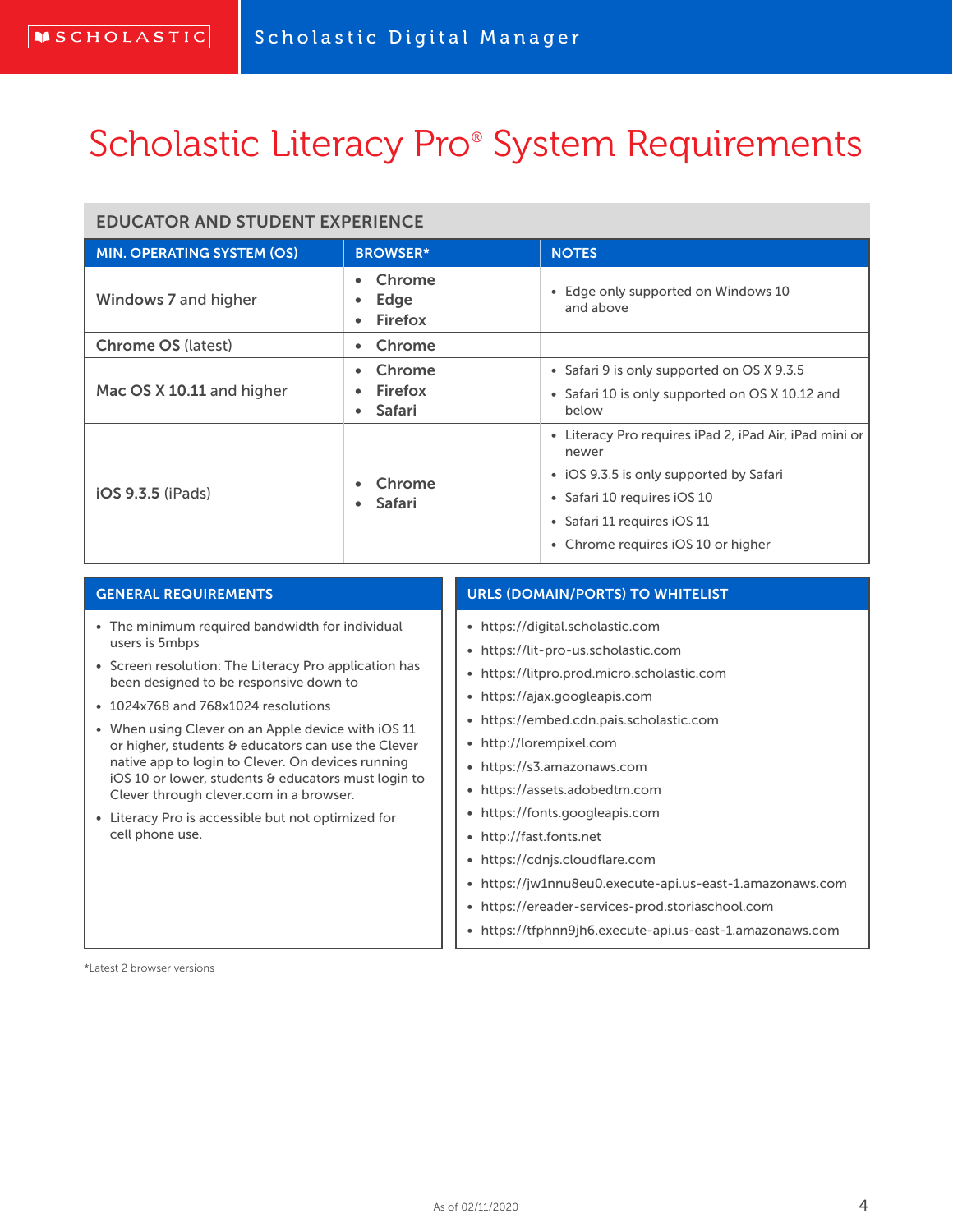# Scholastic Literacy Pro® System Requirements

## EDUCATOR AND STUDENT EXPERIENCE

| MIN. OPERATING SYSTEM (OS) | BROWSER* | NOTES |
|---|---|---|
| **Windows 7** and higher | • **Chrome**<br>• **Edge**<br>• **Firefox** | • Edge only supported on Windows 10 and above |
| **Chrome OS** (latest) | • **Chrome** | |
| **Mac OS X 10.11** and higher | • **Chrome**<br>• **Firefox**<br>• **Safari** | • Safari 9 is only supported on OS X 9.3.5<br>• Safari 10 is only supported on OS X 10.12 and below |
| **iOS 9.3.5** (iPads) | • **Chrome**<br>• **Safari** | • Literacy Pro requires iPad 2, iPad Air, iPad mini or newer<br>• iOS 9.3.5 is only supported by Safari<br>• Safari 10 requires iOS 10<br>• Safari 11 requires iOS 11<br>• Chrome requires iOS 10 or higher |

## GENERAL REQUIREMENTS

- The minimum required bandwidth for individual users is 5mbps
- Screen resolution: The Literacy Pro application has been designed to be responsive down to
- 1024x768 and 768x1024 resolutions
- When using Clever on an Apple device with iOS 11 or higher, students & educators can use the Clever native app to login to Clever. On devices running iOS 10 or lower, students & educators must login to Clever through clever.com in a browser.
- Literacy Pro is accessible but not optimized for cell phone use.

## URLS (DOMAIN/PORTS) TO WHITELIST

- https://digital.scholastic.com
- https://lit-pro-us.scholastic.com
- https://litpro.prod.micro.scholastic.com
- https://ajax.googleapis.com
- https://embed.cdn.pais.scholastic.com
- http://lorempixel.com
- https://s3.amazonaws.com
- https://assets.adobedtm.com
- https://fonts.googleapis.com
- http://fast.fonts.net
- https://cdnjs.cloudflare.com
- https://jw1nnu8eu0.execute-api.us-east-1.amazonaws.com
- https://ereader-services-prod.storiaschool.com
- https://tfphnn9jh6.execute-api.us-east-1.amazonaws.com

*Latest 2 browser versions

As of 02/11/2020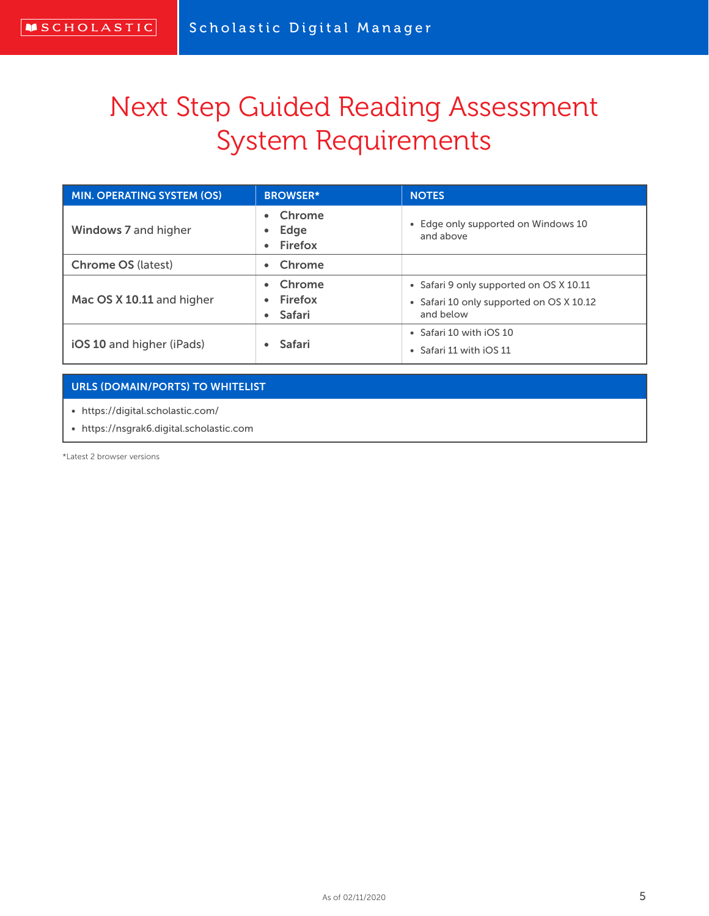# Next Step Guided Reading Assessment System Requirements

| MIN. OPERATING SYSTEM (OS) | BROWSER* | NOTES |
|---|---|---|
| Windows 7 and higher | • Chrome<br>• Edge<br>• Firefox | • Edge only supported on Windows 10 and above |
| Chrome OS (latest) | • Chrome | |
| Mac OS X 10.11 and higher | • Chrome<br>• Firefox<br>• Safari | • Safari 9 only supported on OS X 10.11<br>• Safari 10 only supported on OS X 10.12 and below |
| iOS 10 and higher (iPads) | • Safari | • Safari 10 with iOS 10<br>• Safari 11 with iOS 11 |

| URLS (DOMAIN/PORTS) TO WHITELIST |
|---|
| • https://digital.scholastic.com/<br>• https://nsgrak6.digital.scholastic.com |

*Latest 2 browser versions

As of 02/11/2020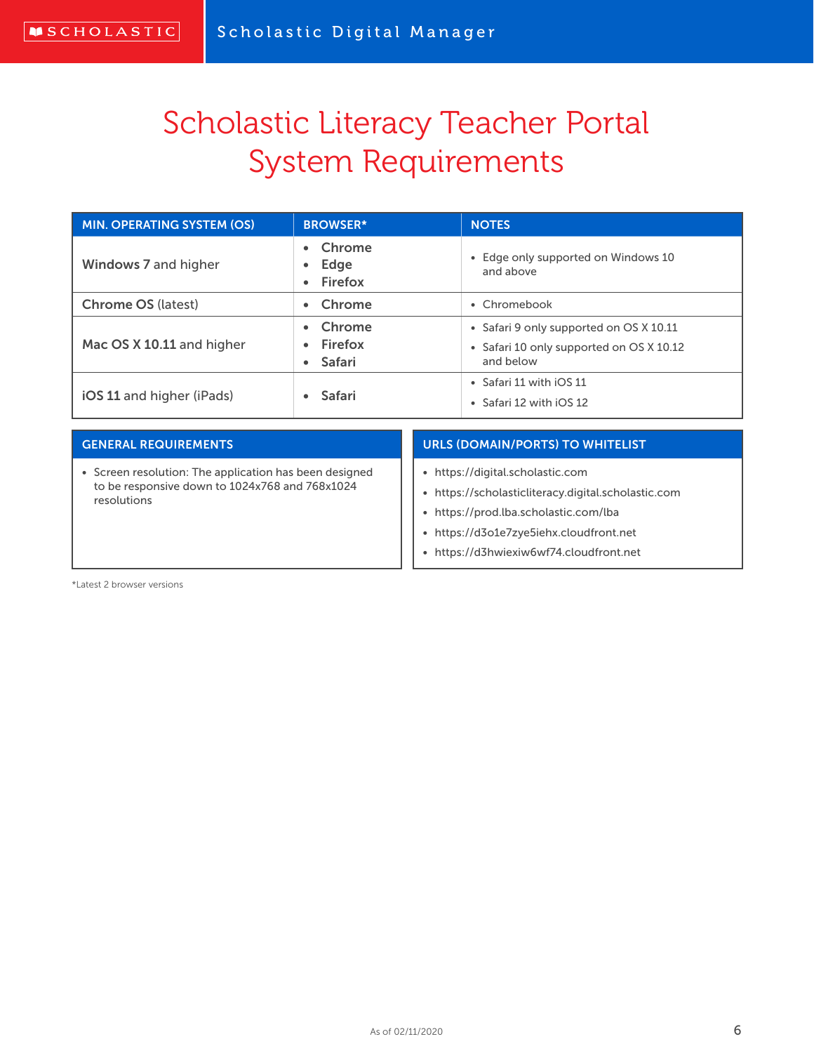# Scholastic Literacy Teacher Portal System Requirements

| MIN. OPERATING SYSTEM (OS) | BROWSER* | NOTES |
|---|---|---|
| **Windows 7** and higher | • Chrome<br>• Edge<br>• Firefox | • Edge only supported on Windows 10 and above |
| **Chrome OS** (latest) | • Chrome | • Chromebook |
| **Mac OS X 10.11** and higher | • Chrome<br>• Firefox<br>• Safari | • Safari 9 only supported on OS X 10.11<br>• Safari 10 only supported on OS X 10.12 and below |
| **iOS 11** and higher (iPads) | • Safari | • Safari 11 with iOS 11<br>• Safari 12 with iOS 12 |

## GENERAL REQUIREMENTS

- Screen resolution: The application has been designed to be responsive down to 1024x768 and 768x1024 resolutions

## URLS (DOMAIN/PORTS) TO WHITELIST

- https://digital.scholastic.com
- https://scholasticliteracy.digital.scholastic.com
- https://prod.lba.scholastic.com/lba
- https://d3o1e7zye5iehx.cloudfront.net
- https://d3hwiexiw6wf74.cloudfront.net

*Latest 2 browser versions

As of 02/11/2020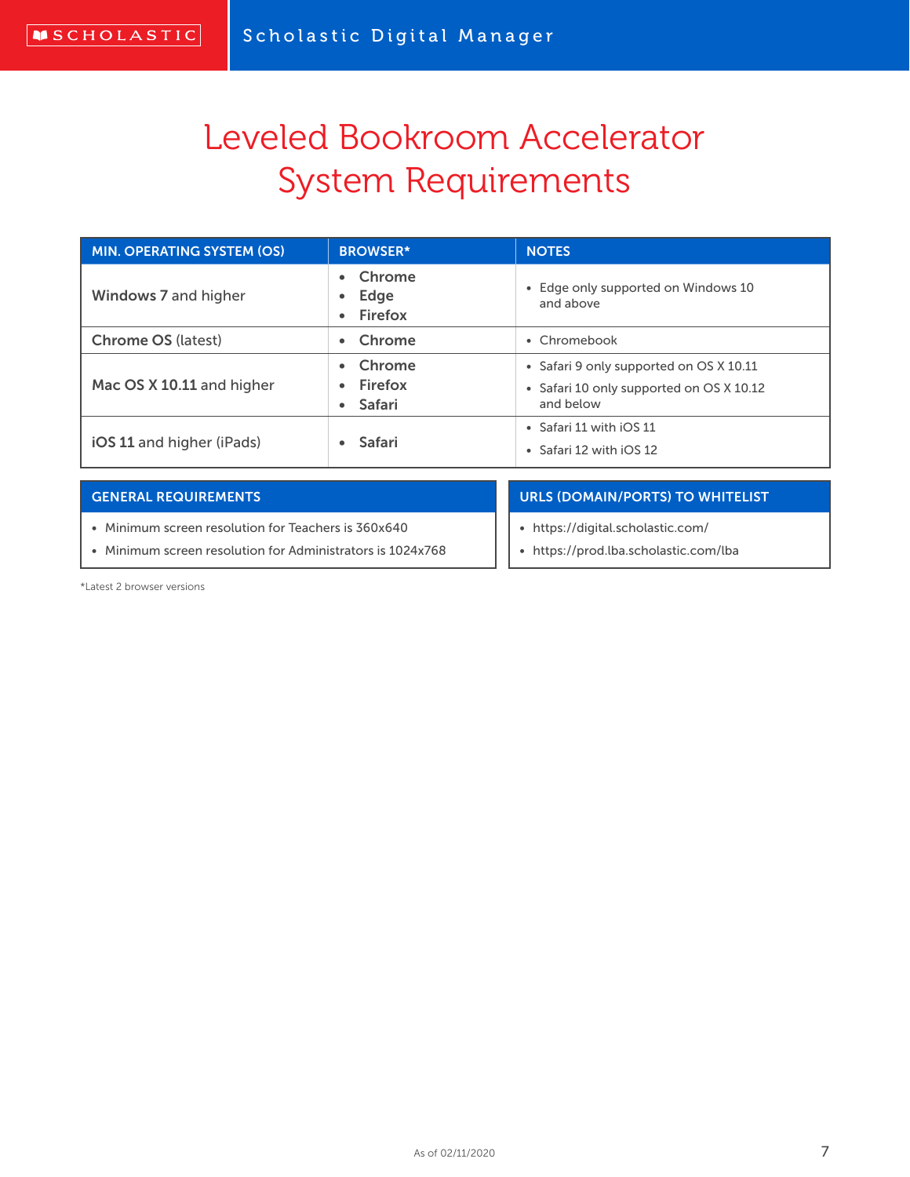# Leveled Bookroom Accelerator System Requirements

| MIN. OPERATING SYSTEM (OS) | BROWSER* | NOTES |
|---|---|---|
| **Windows 7** and higher | • **Chrome**<br>• **Edge**<br>• **Firefox** | • Edge only supported on Windows 10 and above |
| **Chrome OS** (latest) | • **Chrome** | • Chromebook |
| **Mac OS X 10.11** and higher | • **Chrome**<br>• **Firefox**<br>• **Safari** | • Safari 9 only supported on OS X 10.11<br>• Safari 10 only supported on OS X 10.12 and below |
| **iOS 11** and higher (iPads) | • **Safari** | • Safari 11 with iOS 11<br>• Safari 12 with iOS 12 |

| GENERAL REQUIREMENTS |
|---|
| • Minimum screen resolution for Teachers is 360x640<br>• Minimum screen resolution for Administrators is 1024x768 |

| URLS (DOMAIN/PORTS) TO WHITELIST |
|---|
| • https://digital.scholastic.com/<br>• https://prod.lba.scholastic.com/lba |

*Latest 2 browser versions

As of 02/11/2020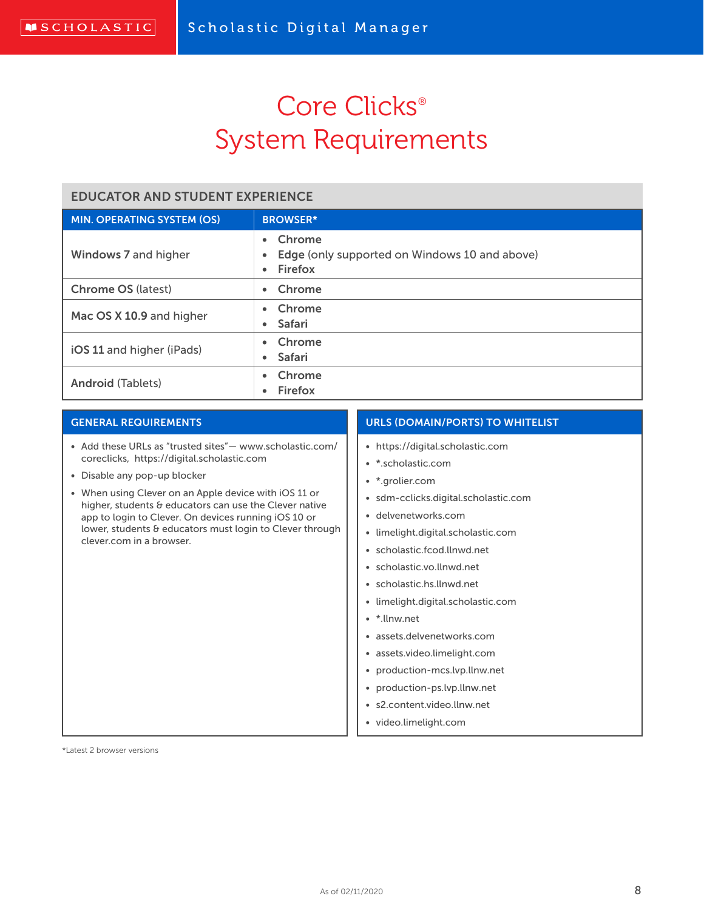# Core Clicks®
# System Requirements

## EDUCATOR AND STUDENT EXPERIENCE

| MIN. OPERATING SYSTEM (OS) | BROWSER* |
|---|---|
| **Windows 7** and higher | • **Chrome**<br>• **Edge** (only supported on Windows 10 and above)<br>• **Firefox** |
| **Chrome OS** (latest) | • **Chrome** |
| **Mac OS X 10.9** and higher | • **Chrome**<br>• **Safari** |
| **iOS 11** and higher (iPads) | • **Chrome**<br>• **Safari** |
| **Android** (Tablets) | • **Chrome**<br>• **Firefox** |

### GENERAL REQUIREMENTS

- Add these URLs as "trusted sites"— www.scholastic.com/coreclicks, https://digital.scholastic.com
- Disable any pop-up blocker
- When using Clever on an Apple device with iOS 11 or higher, students & educators can use the Clever native app to login to Clever. On devices running iOS 10 or lower, students & educators must login to Clever through clever.com in a browser.

### URLS (DOMAIN/PORTS) TO WHITELIST

- https://digital.scholastic.com
- *.scholastic.com
- *.grolier.com
- sdm-cclicks.digital.scholastic.com
- delvenetworks.com
- limelight.digital.scholastic.com
- scholastic.fcod.llnwd.net
- scholastic.vo.llnwd.net
- scholastic.hs.llnwd.net
- limelight.digital.scholastic.com
- *.llnw.net
- assets.delvenetworks.com
- assets.video.limelight.com
- production-mcs.lvp.llnw.net
- production-ps.lvp.llnw.net
- s2.content.video.llnw.net
- video.limelight.com

*Latest 2 browser versions

As of 02/11/2020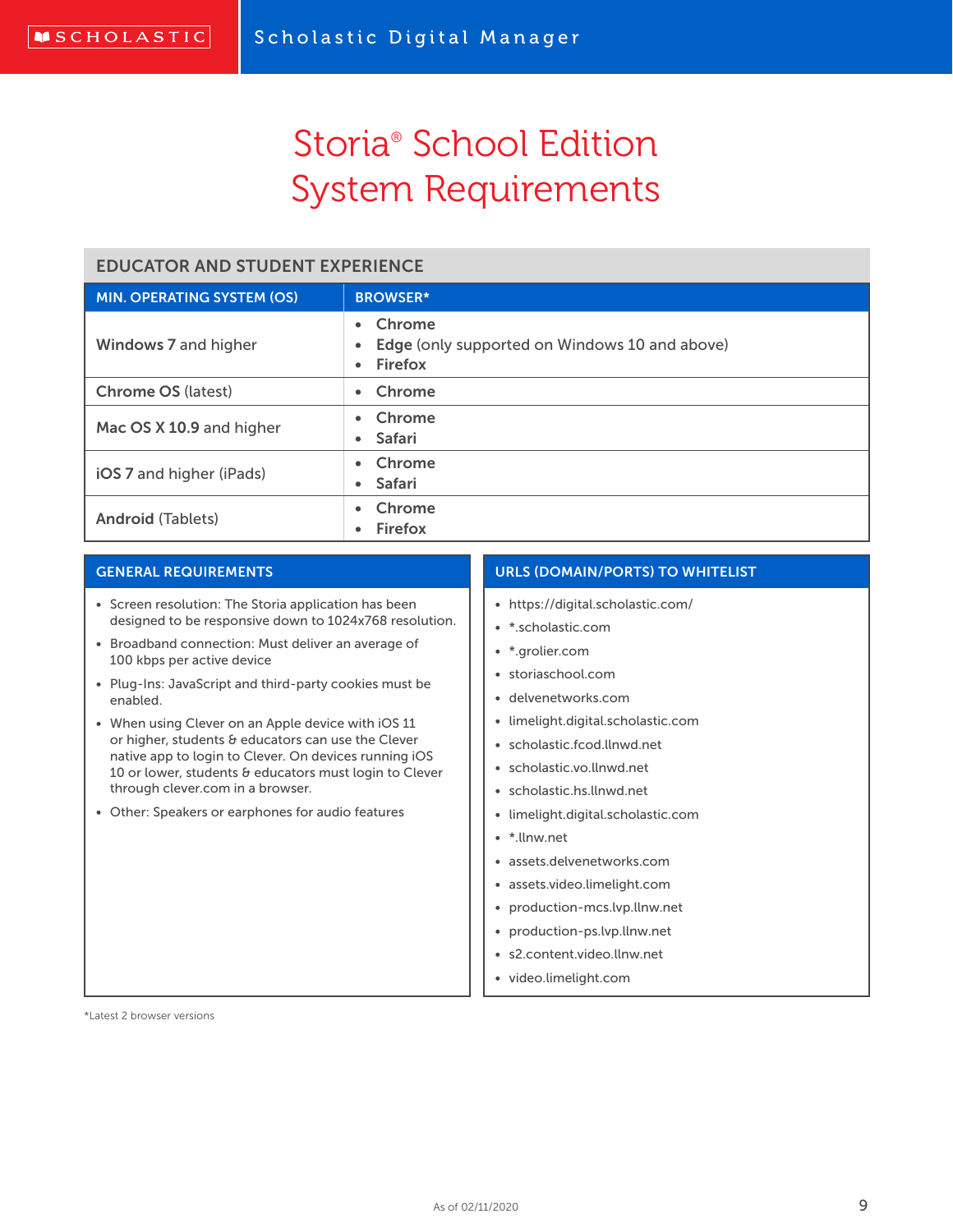# Storia® School Edition System Requirements

## EDUCATOR AND STUDENT EXPERIENCE

| MIN. OPERATING SYSTEM (OS) | BROWSER* |
|---|---|
| **Windows 7** and higher | • **Chrome**<br>• **Edge** (only supported on Windows 10 and above)<br>• **Firefox** |
| **Chrome OS** (latest) | • **Chrome** |
| **Mac OS X 10.9** and higher | • **Chrome**<br>• **Safari** |
| **iOS 7** and higher (iPads) | • **Chrome**<br>• **Safari** |
| **Android** (Tablets) | • **Chrome**<br>• **Firefox** |

### GENERAL REQUIREMENTS

- Screen resolution: The Storia application has been designed to be responsive down to 1024x768 resolution.
- Broadband connection: Must deliver an average of 100 kbps per active device
- Plug-Ins: JavaScript and third-party cookies must be enabled.
- When using Clever on an Apple device with iOS 11 or higher, students & educators can use the Clever native app to login to Clever. On devices running iOS 10 or lower, students & educators must login to Clever through clever.com in a browser.
- Other: Speakers or earphones for audio features

### URLS (DOMAIN/PORTS) TO WHITELIST

- https://digital.scholastic.com/
- *.scholastic.com
- *.grolier.com
- storiaschool.com
- delvenetworks.com
- limelight.digital.scholastic.com
- scholastic.fcod.llnwd.net
- scholastic.vo.llnwd.net
- scholastic.hs.llnwd.net
- limelight.digital.scholastic.com
- *.llnw.net
- assets.delvenetworks.com
- assets.video.limelight.com
- production-mcs.lvp.llnw.net
- production-ps.lvp.llnw.net
- s2.content.video.llnw.net
- video.limelight.com

*Latest 2 browser versions

As of 02/11/2020